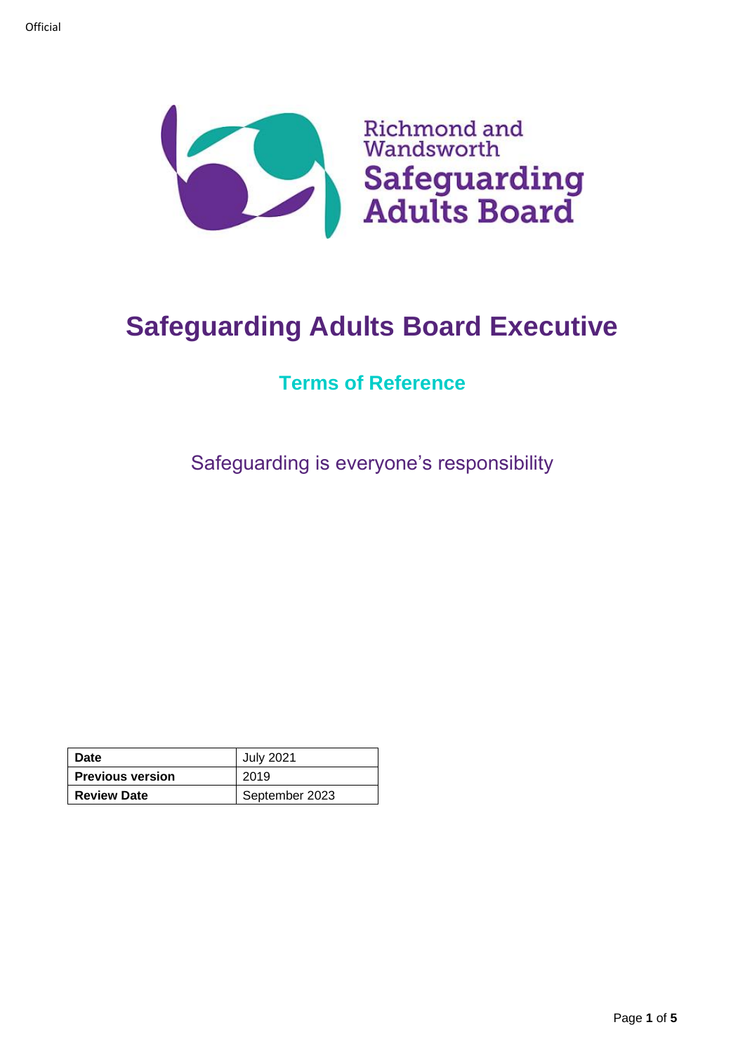Official

Richmond and Wandsworth
Safeguarding Adults Board

# Safeguarding Adults Board Executive

## Terms of Reference

Safeguarding is everyone's responsibility

| **Date** | July 2021 |
|---|---|
| **Previous version** | 2019 |
| **Review Date** | September 2023 |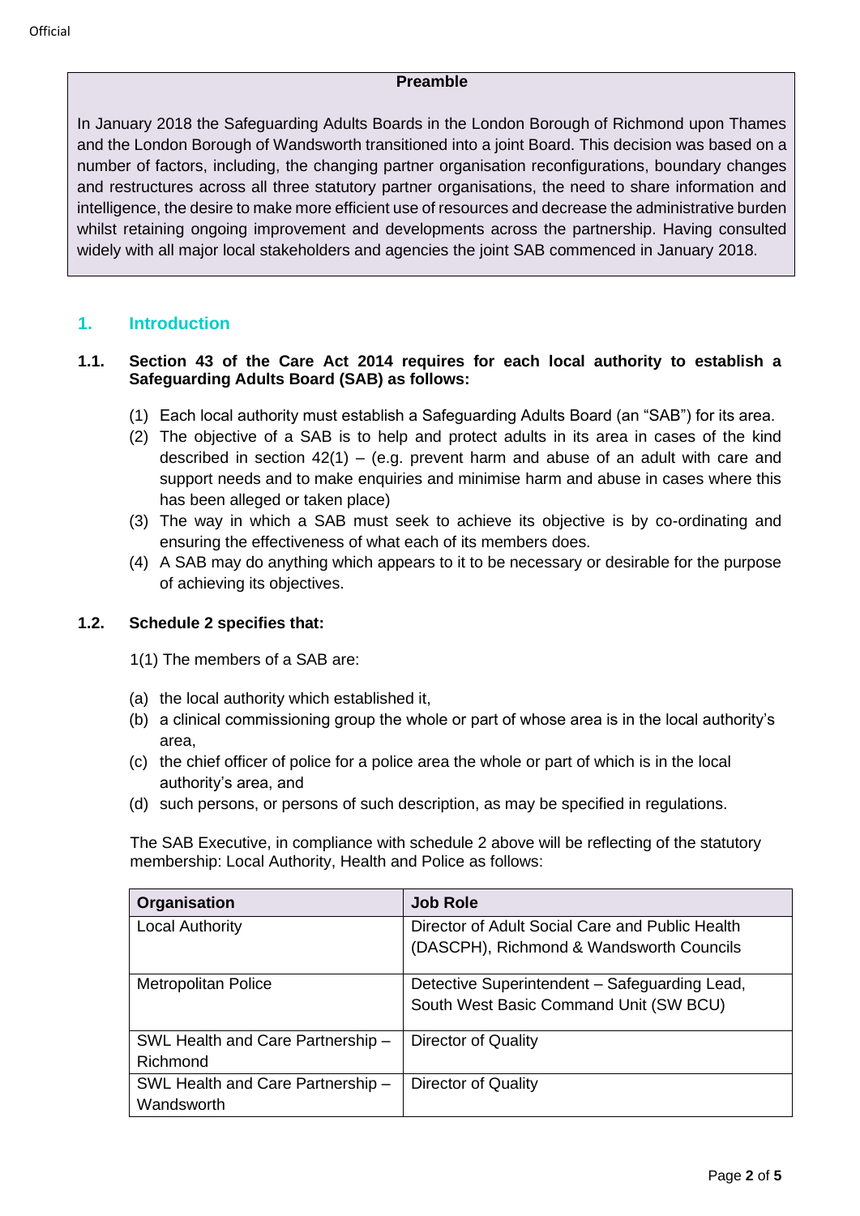**Preamble**

In January 2018 the Safeguarding Adults Boards in the London Borough of Richmond upon Thames and the London Borough of Wandsworth transitioned into a joint Board. This decision was based on a number of factors, including, the changing partner organisation reconfigurations, boundary changes and restructures across all three statutory partner organisations, the need to share information and intelligence, the desire to make more efficient use of resources and decrease the administrative burden whilst retaining ongoing improvement and developments across the partnership. Having consulted widely with all major local stakeholders and agencies the joint SAB commenced in January 2018.

## 1. Introduction

### 1.1. Section 43 of the Care Act 2014 requires for each local authority to establish a Safeguarding Adults Board (SAB) as follows:

(1) Each local authority must establish a Safeguarding Adults Board (an "SAB") for its area.
(2) The objective of a SAB is to help and protect adults in its area in cases of the kind described in section 42(1) – (e.g. prevent harm and abuse of an adult with care and support needs and to make enquiries and minimise harm and abuse in cases where this has been alleged or taken place)
(3) The way in which a SAB must seek to achieve its objective is by co-ordinating and ensuring the effectiveness of what each of its members does.
(4) A SAB may do anything which appears to it to be necessary or desirable for the purpose of achieving its objectives.

### 1.2. Schedule 2 specifies that:

1(1) The members of a SAB are:

(a) the local authority which established it,
(b) a clinical commissioning group the whole or part of whose area is in the local authority's area,
(c) the chief officer of police for a police area the whole or part of which is in the local authority's area, and
(d) such persons, or persons of such description, as may be specified in regulations.

The SAB Executive, in compliance with schedule 2 above will be reflecting of the statutory membership: Local Authority, Health and Police as follows:

| Organisation | Job Role |
| --- | --- |
| Local Authority | Director of Adult Social Care and Public Health (DASCPH), Richmond & Wandsworth Councils |
| Metropolitan Police | Detective Superintendent – Safeguarding Lead, South West Basic Command Unit (SW BCU) |
| SWL Health and Care Partnership – Richmond | Director of Quality |
| SWL Health and Care Partnership – Wandsworth | Director of Quality |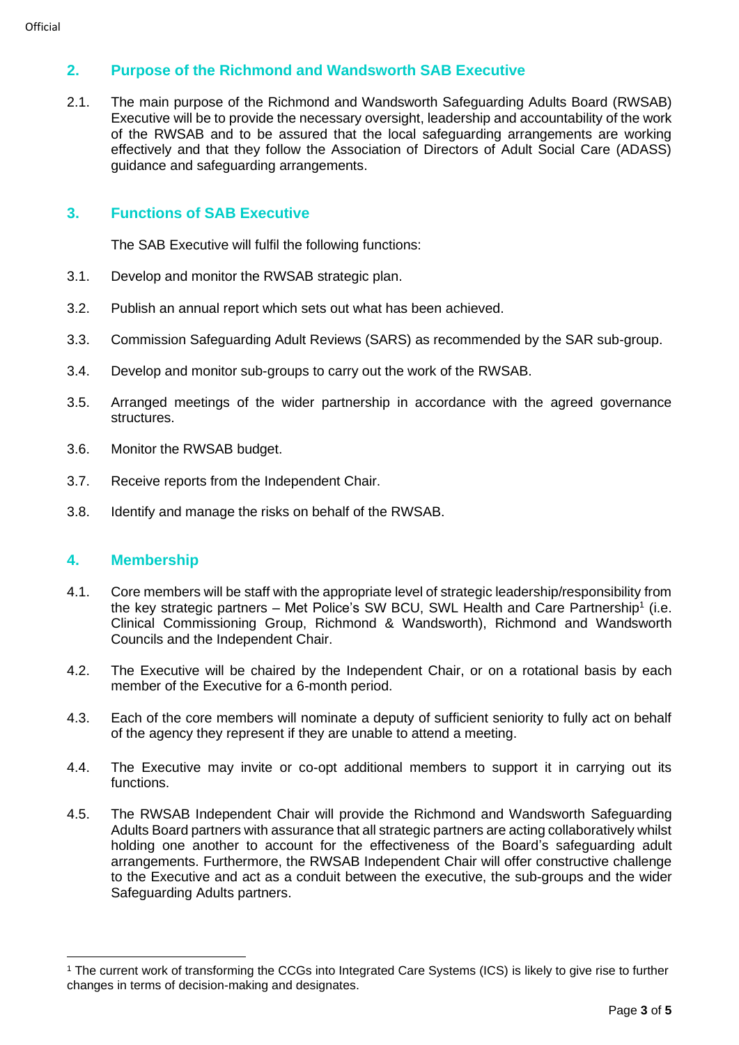## 2. Purpose of the Richmond and Wandsworth SAB Executive

2.1. The main purpose of the Richmond and Wandsworth Safeguarding Adults Board (RWSAB) Executive will be to provide the necessary oversight, leadership and accountability of the work of the RWSAB and to be assured that the local safeguarding arrangements are working effectively and that they follow the Association of Directors of Adult Social Care (ADASS) guidance and safeguarding arrangements.

## 3. Functions of SAB Executive

The SAB Executive will fulfil the following functions:

3.1. Develop and monitor the RWSAB strategic plan.

3.2. Publish an annual report which sets out what has been achieved.

3.3. Commission Safeguarding Adult Reviews (SARS) as recommended by the SAR sub-group.

3.4. Develop and monitor sub-groups to carry out the work of the RWSAB.

3.5. Arranged meetings of the wider partnership in accordance with the agreed governance structures.

3.6. Monitor the RWSAB budget.

3.7. Receive reports from the Independent Chair.

3.8. Identify and manage the risks on behalf of the RWSAB.

## 4. Membership

4.1. Core members will be staff with the appropriate level of strategic leadership/responsibility from the key strategic partners – Met Police's SW BCU, SWL Health and Care Partnership[1] (i.e. Clinical Commissioning Group, Richmond & Wandsworth), Richmond and Wandsworth Councils and the Independent Chair.

4.2. The Executive will be chaired by the Independent Chair, or on a rotational basis by each member of the Executive for a 6-month period.

4.3. Each of the core members will nominate a deputy of sufficient seniority to fully act on behalf of the agency they represent if they are unable to attend a meeting.

4.4. The Executive may invite or co-opt additional members to support it in carrying out its functions.

4.5. The RWSAB Independent Chair will provide the Richmond and Wandsworth Safeguarding Adults Board partners with assurance that all strategic partners are acting collaboratively whilst holding one another to account for the effectiveness of the Board's safeguarding adult arrangements. Furthermore, the RWSAB Independent Chair will offer constructive challenge to the Executive and act as a conduit between the executive, the sub-groups and the wider Safeguarding Adults partners.

---

[1] The current work of transforming the CCGs into Integrated Care Systems (ICS) is likely to give rise to further changes in terms of decision-making and designates.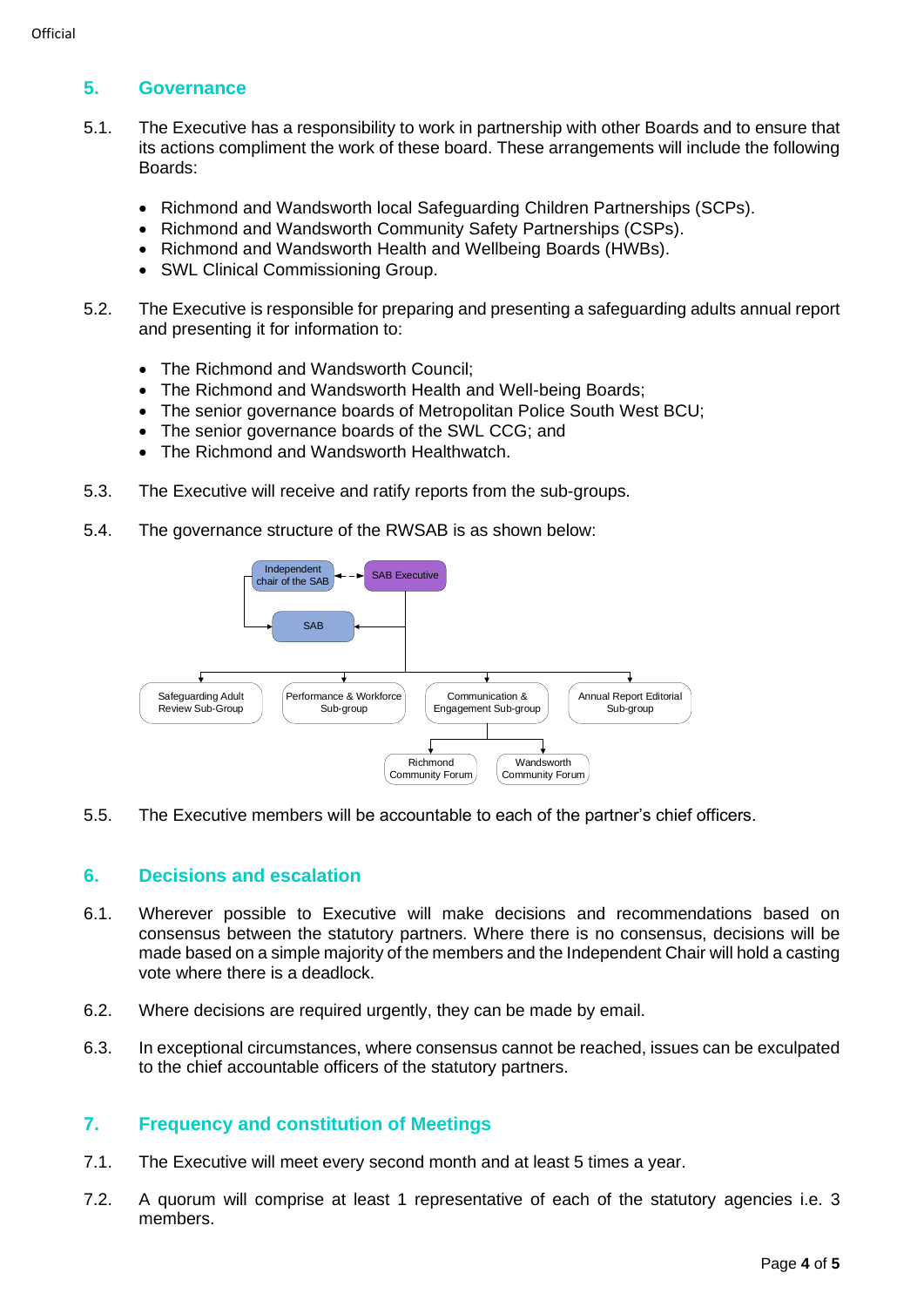## 5. Governance

5.1. The Executive has a responsibility to work in partnership with other Boards and to ensure that its actions compliment the work of these board. These arrangements will include the following Boards:

- Richmond and Wandsworth local Safeguarding Children Partnerships (SCPs).
- Richmond and Wandsworth Community Safety Partnerships (CSPs).
- Richmond and Wandsworth Health and Wellbeing Boards (HWBs).
- SWL Clinical Commissioning Group.

5.2. The Executive is responsible for preparing and presenting a safeguarding adults annual report and presenting it for information to:

- The Richmond and Wandsworth Council;
- The Richmond and Wandsworth Health and Well-being Boards;
- The senior governance boards of Metropolitan Police South West BCU;
- The senior governance boards of the SWL CCG; and
- The Richmond and Wandsworth Healthwatch.

5.3. The Executive will receive and ratify reports from the sub-groups.

5.4. The governance structure of the RWSAB is as shown below:

- Independent chair of the SAB ↔ SAB Executive
- SAB
- Safeguarding Adult Review Sub-Group
- Performance & Workforce Sub-group
- Communication & Engagement Sub-group
  - Richmond Community Forum
  - Wandsworth Community Forum
- Annual Report Editorial Sub-group

5.5. The Executive members will be accountable to each of the partner's chief officers.

## 6. Decisions and escalation

6.1. Wherever possible to Executive will make decisions and recommendations based on consensus between the statutory partners. Where there is no consensus, decisions will be made based on a simple majority of the members and the Independent Chair will hold a casting vote where there is a deadlock.

6.2. Where decisions are required urgently, they can be made by email.

6.3. In exceptional circumstances, where consensus cannot be reached, issues can be exculpated to the chief accountable officers of the statutory partners.

## 7. Frequency and constitution of Meetings

7.1. The Executive will meet every second month and at least 5 times a year.

7.2. A quorum will comprise at least 1 representative of each of the statutory agencies i.e. 3 members.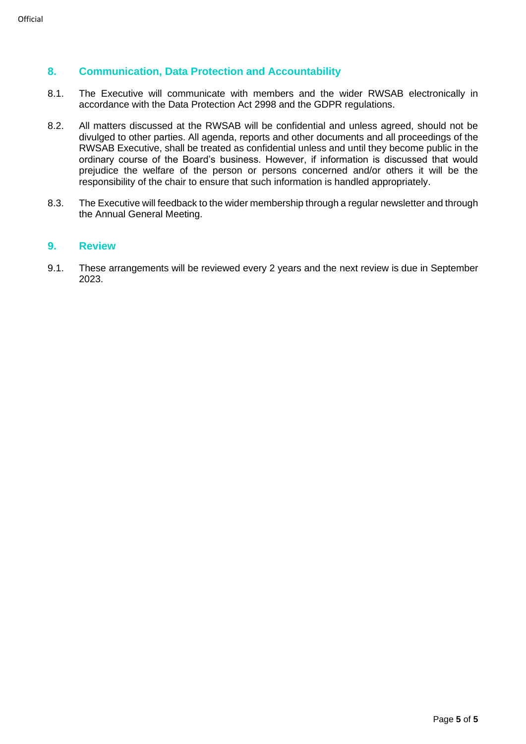## 8. Communication, Data Protection and Accountability

8.1. The Executive will communicate with members and the wider RWSAB electronically in accordance with the Data Protection Act 2998 and the GDPR regulations.

8.2. All matters discussed at the RWSAB will be confidential and unless agreed, should not be divulged to other parties. All agenda, reports and other documents and all proceedings of the RWSAB Executive, shall be treated as confidential unless and until they become public in the ordinary course of the Board's business. However, if information is discussed that would prejudice the welfare of the person or persons concerned and/or others it will be the responsibility of the chair to ensure that such information is handled appropriately.

8.3. The Executive will feedback to the wider membership through a regular newsletter and through the Annual General Meeting.

## 9. Review

9.1. These arrangements will be reviewed every 2 years and the next review is due in September 2023.